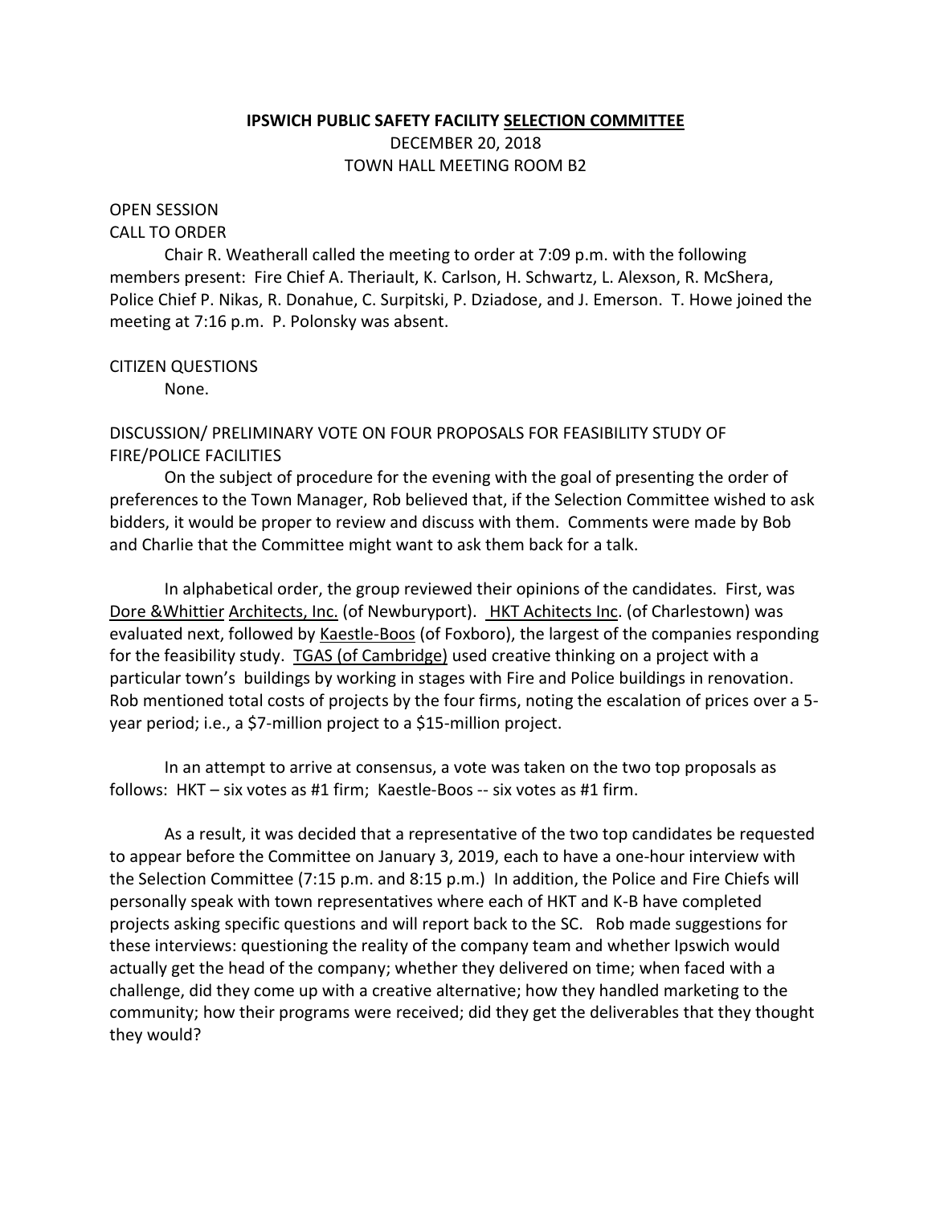# IPSWICH PUBLIC SAFETY FACILITY SELECTION COMMITTEE

DECEMBER 20, 2018
TOWN HALL MEETING ROOM B2

OPEN SESSION
CALL TO ORDER

Chair R. Weatherall called the meeting to order at 7:09 p.m. with the following members present: Fire Chief A. Theriault, K. Carlson, H. Schwartz, L. Alexson, R. McShera, Police Chief P. Nikas, R. Donahue, C. Surpitski, P. Dziadose, and J. Emerson. T. Howe joined the meeting at 7:16 p.m. P. Polonsky was absent.

CITIZEN QUESTIONS

None.

DISCUSSION/ PRELIMINARY VOTE ON FOUR PROPOSALS FOR FEASIBILITY STUDY OF FIRE/POLICE FACILITIES

On the subject of procedure for the evening with the goal of presenting the order of preferences to the Town Manager, Rob believed that, if the Selection Committee wished to ask bidders, it would be proper to review and discuss with them. Comments were made by Bob and Charlie that the Committee might want to ask them back for a talk.

In alphabetical order, the group reviewed their opinions of the candidates. First, was Dore &Whittier Architects, Inc. (of Newburyport). HKT Achitects Inc. (of Charlestown) was evaluated next, followed by Kaestle-Boos (of Foxboro), the largest of the companies responding for the feasibility study. TGAS (of Cambridge) used creative thinking on a project with a particular town's buildings by working in stages with Fire and Police buildings in renovation. Rob mentioned total costs of projects by the four firms, noting the escalation of prices over a 5-year period; i.e., a $7-million project to a $15-million project.

In an attempt to arrive at consensus, a vote was taken on the two top proposals as follows: HKT – six votes as #1 firm; Kaestle-Boos -- six votes as #1 firm.

As a result, it was decided that a representative of the two top candidates be requested to appear before the Committee on January 3, 2019, each to have a one-hour interview with the Selection Committee (7:15 p.m. and 8:15 p.m.) In addition, the Police and Fire Chiefs will personally speak with town representatives where each of HKT and K-B have completed projects asking specific questions and will report back to the SC. Rob made suggestions for these interviews: questioning the reality of the company team and whether Ipswich would actually get the head of the company; whether they delivered on time; when faced with a challenge, did they come up with a creative alternative; how they handled marketing to the community; how their programs were received; did they get the deliverables that they thought they would?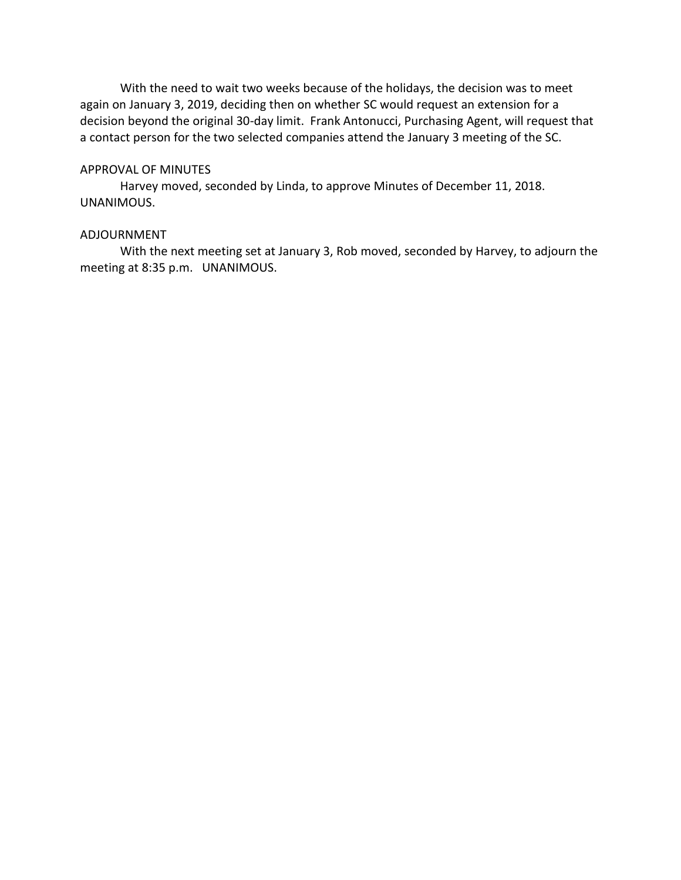With the need to wait two weeks because of the holidays, the decision was to meet again on January 3, 2019, deciding then on whether SC would request an extension for a decision beyond the original 30-day limit. Frank Antonucci, Purchasing Agent, will request that a contact person for the two selected companies attend the January 3 meeting of the SC.

APPROVAL OF MINUTES

Harvey moved, seconded by Linda, to approve Minutes of December 11, 2018. UNANIMOUS.

ADJOURNMENT

With the next meeting set at January 3, Rob moved, seconded by Harvey, to adjourn the meeting at 8:35 p.m. UNANIMOUS.